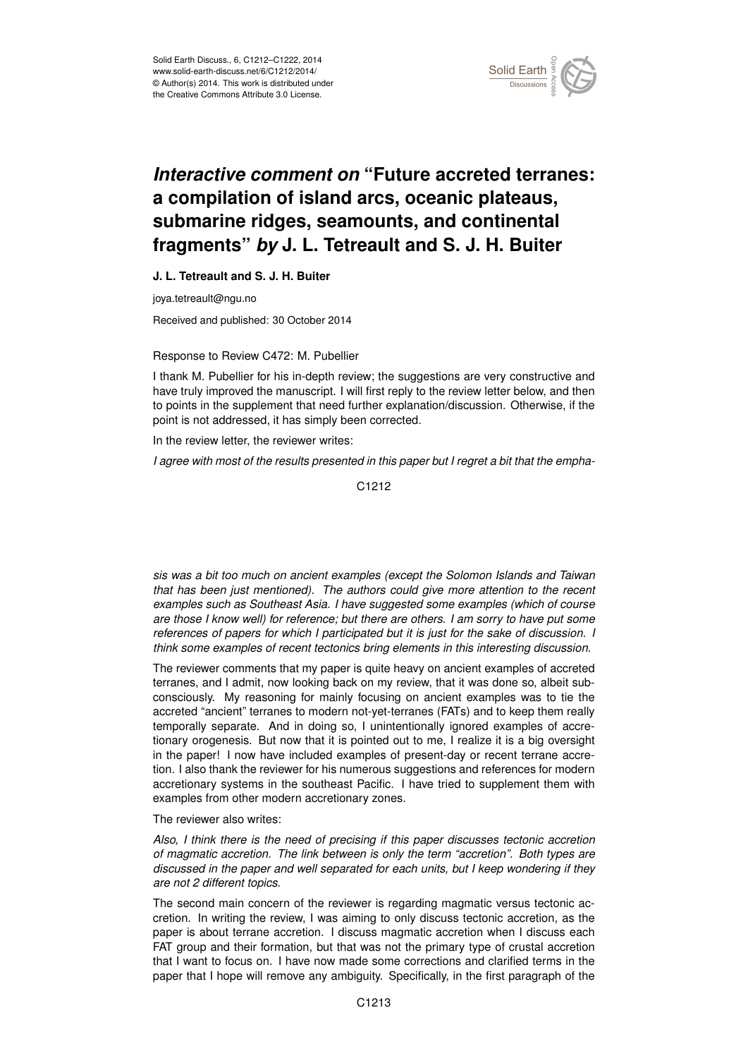# *Interactive comment on* "Future accreted terranes: a compilation of island arcs, oceanic plateaus, submarine ridges, seamounts, and continental fragments" *by* J. L. Tetreault and S. J. H. Buiter

**J. L. Tetreault and S. J. H. Buiter**

joya.tetreault@ngu.no

Received and published: 30 October 2014

Response to Review C472: M. Pubellier

I thank M. Pubellier for his in-depth review; the suggestions are very constructive and have truly improved the manuscript. I will first reply to the review letter below, and then to points in the supplement that need further explanation/discussion. Otherwise, if the point is not addressed, it has simply been corrected.

In the review letter, the reviewer writes:

*I agree with most of the results presented in this paper but I regret a bit that the emphasis was a bit too much on ancient examples (except the Solomon Islands and Taiwan that has been just mentioned). The authors could give more attention to the recent examples such as Southeast Asia. I have suggested some examples (which of course are those I know well) for reference; but there are others. I am sorry to have put some references of papers for which I participated but it is just for the sake of discussion. I think some examples of recent tectonics bring elements in this interesting discussion.*

The reviewer comments that my paper is quite heavy on ancient examples of accreted terranes, and I admit, now looking back on my review, that it was done so, albeit subconsciously. My reasoning for mainly focusing on ancient examples was to tie the accreted "ancient" terranes to modern not-yet-terranes (FATs) and to keep them really temporally separate. And in doing so, I unintentionally ignored examples of accretionary orogenesis. But now that it is pointed out to me, I realize it is a big oversight in the paper! I now have included examples of present-day or recent terrane accretion. I also thank the reviewer for his numerous suggestions and references for modern accretionary systems in the southeast Pacific. I have tried to supplement them with examples from other modern accretionary zones.

The reviewer also writes:

*Also, I think there is the need of precising if this paper discusses tectonic accretion of magmatic accretion. The link between is only the term "accretion". Both types are discussed in the paper and well separated for each units, but I keep wondering if they are not 2 different topics.*

The second main concern of the reviewer is regarding magmatic versus tectonic accretion. In writing the review, I was aiming to only discuss tectonic accretion, as the paper is about terrane accretion. I discuss magmatic accretion when I discuss each FAT group and their formation, but that was not the primary type of crustal accretion that I want to focus on. I have now made some corrections and clarified terms in the paper that I hope will remove any ambiguity. Specifically, in the first paragraph of the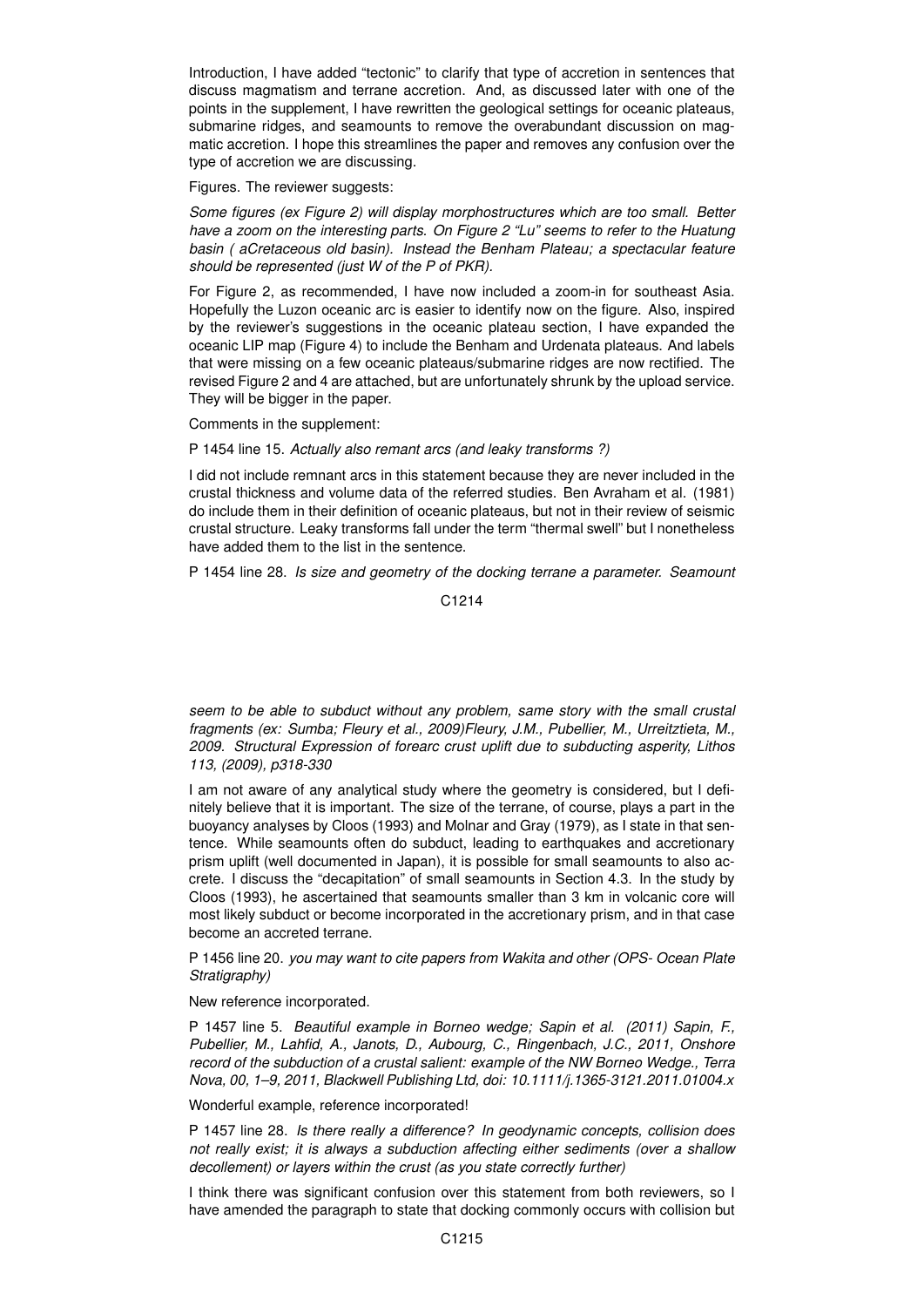Introduction, I have added "tectonic" to clarify that type of accretion in sentences that discuss magmatism and terrane accretion. And, as discussed later with one of the points in the supplement, I have rewritten the geological settings for oceanic plateaus, submarine ridges, and seamounts to remove the overabundant discussion on magmatic accretion. I hope this streamlines the paper and removes any confusion over the type of accretion we are discussing.

Figures. The reviewer suggests:

*Some figures (ex Figure 2) will display morphostructures which are too small. Better have a zoom on the interesting parts. On Figure 2 "Lu" seems to refer to the Huatung basin ( aCretaceous old basin). Instead the Benham Plateau; a spectacular feature should be represented (just W of the P of PKR).*

For Figure 2, as recommended, I have now included a zoom-in for southeast Asia. Hopefully the Luzon oceanic arc is easier to identify now on the figure. Also, inspired by the reviewer's suggestions in the oceanic plateau section, I have expanded the oceanic LIP map (Figure 4) to include the Benham and Urdenata plateaus. And labels that were missing on a few oceanic plateaus/submarine ridges are now rectified. The revised Figure 2 and 4 are attached, but are unfortunately shrunk by the upload service. They will be bigger in the paper.

Comments in the supplement:

P 1454 line 15. *Actually also remant arcs (and leaky transforms ?)*

I did not include remnant arcs in this statement because they are never included in the crustal thickness and volume data of the referred studies. Ben Avraham et al. (1981) do include them in their definition of oceanic plateaus, but not in their review of seismic crustal structure. Leaky transforms fall under the term "thermal swell" but I nonetheless have added them to the list in the sentence.

P 1454 line 28. *Is size and geometry of the docking terrane a parameter. Seamount seem to be able to subduct without any problem, same story with the small crustal fragments (ex: Sumba; Fleury et al., 2009)Fleury, J.M., Pubellier, M., Urreitztieta, M., 2009. Structural Expression of forearc crust uplift due to subducting asperity, Lithos 113, (2009), p318-330*

I am not aware of any analytical study where the geometry is considered, but I definitely believe that it is important. The size of the terrane, of course, plays a part in the buoyancy analyses by Cloos (1993) and Molnar and Gray (1979), as I state in that sentence. While seamounts often do subduct, leading to earthquakes and accretionary prism uplift (well documented in Japan), it is possible for small seamounts to also accrete. I discuss the "decapitation" of small seamounts in Section 4.3. In the study by Cloos (1993), he ascertained that seamounts smaller than 3 km in volcanic core will most likely subduct or become incorporated in the accretionary prism, and in that case become an accreted terrane.

P 1456 line 20. *you may want to cite papers from Wakita and other (OPS- Ocean Plate Stratigraphy)*

New reference incorporated.

P 1457 line 5. *Beautiful example in Borneo wedge; Sapin et al. (2011) Sapin, F., Pubellier, M., Lahfid, A., Janots, D., Aubourg, C., Ringenbach, J.C., 2011, Onshore record of the subduction of a crustal salient: example of the NW Borneo Wedge., Terra Nova, 00, 1–9, 2011, Blackwell Publishing Ltd, doi: 10.1111/j.1365-3121.2011.01004.x*

Wonderful example, reference incorporated!

P 1457 line 28. *Is there really a difference? In geodynamic concepts, collision does not really exist; it is always a subduction affecting either sediments (over a shallow decollement) or layers within the crust (as you state correctly further)*

I think there was significant confusion over this statement from both reviewers, so I have amended the paragraph to state that docking commonly occurs with collision but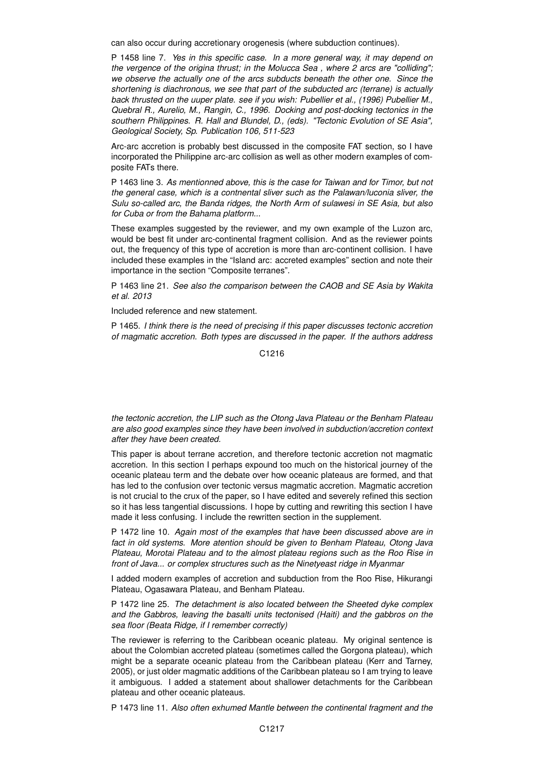can also occur during accretionary orogenesis (where subduction continues).

P 1458 line 7. *Yes in this specific case. In a more general way, it may depend on the vergence of the origina thrust; in the Molucca Sea , where 2 arcs are "colliding"; we observe the actually one of the arcs subducts beneath the other one. Since the shortening is diachronous, we see that part of the subducted arc (terrane) is actually back thrusted on the uuper plate. see if you wish: Pubellier et al., (1996) Pubellier M., Quebral R., Aurelio, M., Rangin, C., 1996. Docking and post-docking tectonics in the southern Philippines. R. Hall and Blundel, D., (eds). "Tectonic Evolution of SE Asia", Geological Society, Sp. Publication 106, 511-523*

Arc-arc accretion is probably best discussed in the composite FAT section, so I have incorporated the Philippine arc-arc collision as well as other modern examples of composite FATs there.

P 1463 line 3. *As mentionned above, this is the case for Taiwan and for Timor, but not the general case, which is a contnental sliver such as the Palawan/luconia sliver, the Sulu so-called arc, the Banda ridges, the North Arm of sulawesi in SE Asia, but also for Cuba or from the Bahama platform...*

These examples suggested by the reviewer, and my own example of the Luzon arc, would be best fit under arc-continental fragment collision. And as the reviewer points out, the frequency of this type of accretion is more than arc-continent collision. I have included these examples in the "Island arc: accreted examples" section and note their importance in the section "Composite terranes".

P 1463 line 21. *See also the comparison between the CAOB and SE Asia by Wakita et al. 2013*

Included reference and new statement.

P 1465. *I think there is the need of precising if this paper discusses tectonic accretion of magmatic accretion. Both types are discussed in the paper. If the authors address the tectonic accretion, the LIP such as the Otong Java Plateau or the Benham Plateau are also good examples since they have been involved in subduction/accretion context after they have been created.*

This paper is about terrane accretion, and therefore tectonic accretion not magmatic accretion. In this section I perhaps expound too much on the historical journey of the oceanic plateau term and the debate over how oceanic plateaus are formed, and that has led to the confusion over tectonic versus magmatic accretion. Magmatic accretion is not crucial to the crux of the paper, so I have edited and severely refined this section so it has less tangential discussions. I hope by cutting and rewriting this section I have made it less confusing. I include the rewritten section in the supplement.

P 1472 line 10. *Again most of the examples that have been discussed above are in fact in old systems. More atention should be given to Benham Plateau, Otong Java Plateau, Morotai Plateau and to the almost plateau regions such as the Roo Rise in front of Java... or complex structures such as the Ninetyeast ridge in Myanmar*

I added modern examples of accretion and subduction from the Roo Rise, Hikurangi Plateau, Ogasawara Plateau, and Benham Plateau.

P 1472 line 25. *The detachment is also located between the Sheeted dyke complex and the Gabbros, leaving the basalti units tectonised (Haiti) and the gabbros on the sea floor (Beata Ridge, if I remember correctly)*

The reviewer is referring to the Caribbean oceanic plateau. My original sentence is about the Colombian accreted plateau (sometimes called the Gorgona plateau), which might be a separate oceanic plateau from the Caribbean plateau (Kerr and Tarney, 2005), or just older magmatic additions of the Caribbean plateau so I am trying to leave it ambiguous. I added a statement about shallower detachments for the Caribbean plateau and other oceanic plateaus.

P 1473 line 11. *Also often exhumed Mantle between the continental fragment and the*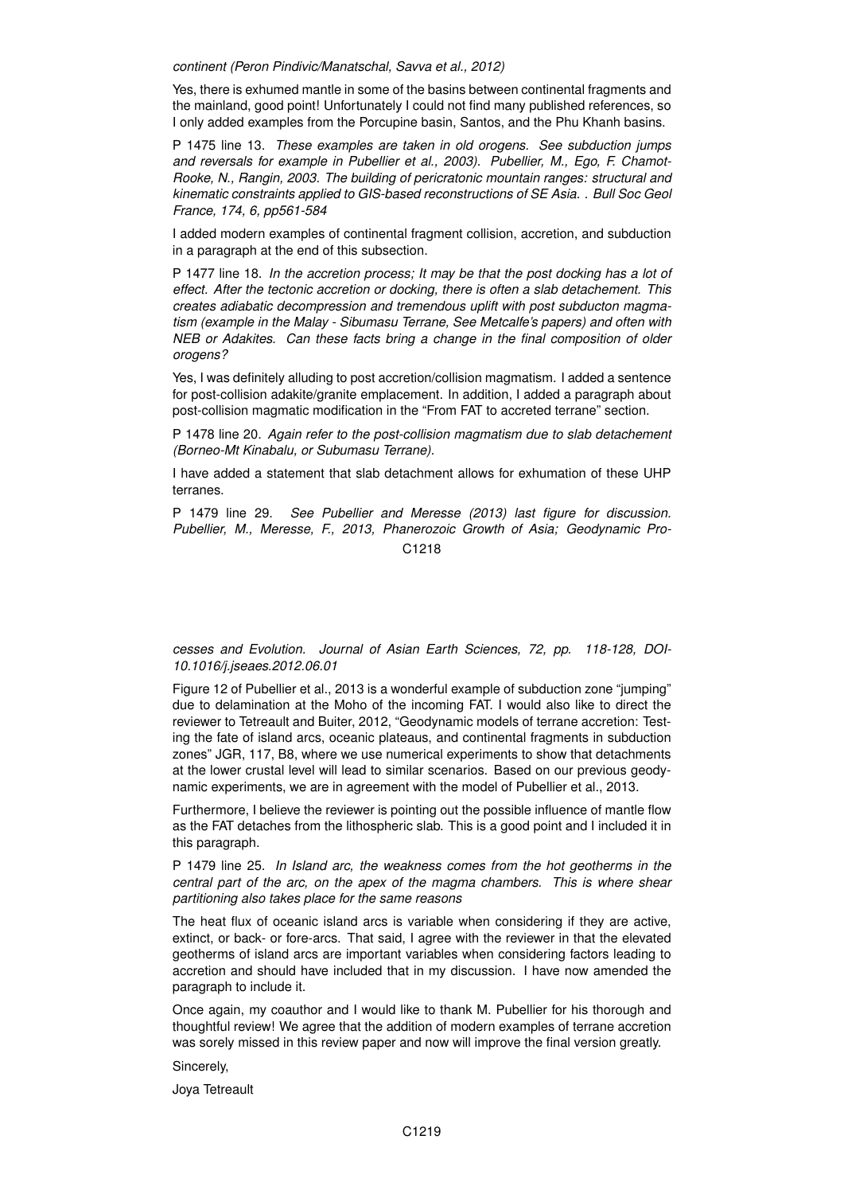*continent (Peron Pindivic/Manatschal, Savva et al., 2012)*

Yes, there is exhumed mantle in some of the basins between continental fragments and the mainland, good point! Unfortunately I could not find many published references, so I only added examples from the Porcupine basin, Santos, and the Phu Khanh basins.

P 1475 line 13. *These examples are taken in old orogens. See subduction jumps and reversals for example in Pubellier et al., 2003). Pubellier, M., Ego, F. Chamot-Rooke, N., Rangin, 2003. The building of pericratonic mountain ranges: structural and kinematic constraints applied to GIS-based reconstructions of SE Asia. . Bull Soc Geol France, 174, 6, pp561-584*

I added modern examples of continental fragment collision, accretion, and subduction in a paragraph at the end of this subsection.

P 1477 line 18. *In the accretion process; It may be that the post docking has a lot of effect. After the tectonic accretion or docking, there is often a slab detachement. This creates adiabatic decompression and tremendous uplift with post subducton magmatism (example in the Malay - Sibumasu Terrane, See Metcalfe's papers) and often with NEB or Adakites. Can these facts bring a change in the final composition of older orogens?*

Yes, I was definitely alluding to post accretion/collision magmatism. I added a sentence for post-collision adakite/granite emplacement. In addition, I added a paragraph about post-collision magmatic modification in the "From FAT to accreted terrane" section.

P 1478 line 20. *Again refer to the post-collision magmatism due to slab detachement (Borneo-Mt Kinabalu, or Subumasu Terrane).*

I have added a statement that slab detachment allows for exhumation of these UHP terranes.

P 1479 line 29. *See Pubellier and Meresse (2013) last figure for discussion. Pubellier, M., Meresse, F., 2013, Phanerozoic Growth of Asia; Geodynamic Processes and Evolution. Journal of Asian Earth Sciences, 72, pp. 118-128, DOI-10.1016/j.jseaes.2012.06.01*

Figure 12 of Pubellier et al., 2013 is a wonderful example of subduction zone "jumping" due to delamination at the Moho of the incoming FAT. I would also like to direct the reviewer to Tetreault and Buiter, 2012, "Geodynamic models of terrane accretion: Testing the fate of island arcs, oceanic plateaus, and continental fragments in subduction zones" JGR, 117, B8, where we use numerical experiments to show that detachments at the lower crustal level will lead to similar scenarios. Based on our previous geodynamic experiments, we are in agreement with the model of Pubellier et al., 2013.

Furthermore, I believe the reviewer is pointing out the possible influence of mantle flow as the FAT detaches from the lithospheric slab. This is a good point and I included it in this paragraph.

P 1479 line 25. *In Island arc, the weakness comes from the hot geotherms in the central part of the arc, on the apex of the magma chambers. This is where shear partitioning also takes place for the same reasons*

The heat flux of oceanic island arcs is variable when considering if they are active, extinct, or back- or fore-arcs. That said, I agree with the reviewer in that the elevated geotherms of island arcs are important variables when considering factors leading to accretion and should have included that in my discussion. I have now amended the paragraph to include it.

Once again, my coauthor and I would like to thank M. Pubellier for his thorough and thoughtful review! We agree that the addition of modern examples of terrane accretion was sorely missed in this review paper and now will improve the final version greatly.

Sincerely,

Joya Tetreault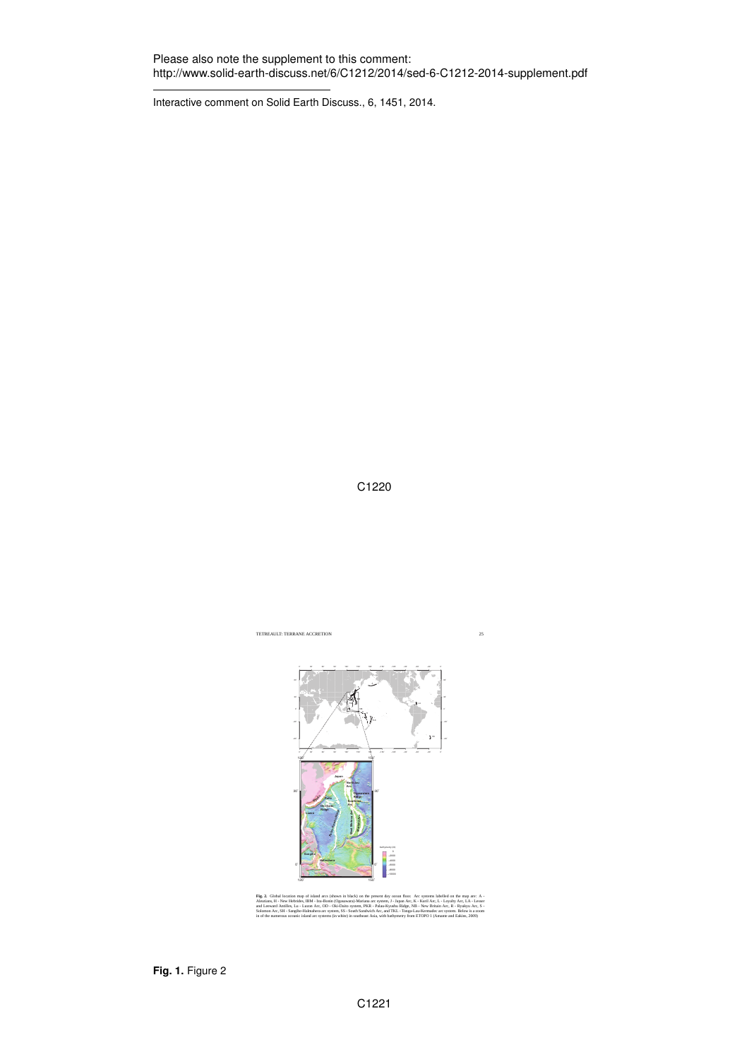Please also note the supplement to this comment:
http://www.solid-earth-discuss.net/6/C1212/2014/sed-6-C1212-2014-supplement.pdf

Interactive comment on Solid Earth Discuss., 6, 1451, 2014.

**Fig. 2.** Global location map of island arcs (shown in black) on the present day ocean floor. Arc systems labelled on the map are: A - Aleutians, H - New Hebrides, IBM - Izu-Bonin (Ogasawara)-Mariana arc system, J - Japan Arc, K - Kuril Arc, L - Loyalty Arc, LA - Lesser and Leeward Antilles, Lu - Luzon Arc, OD - Oki-Daito system, PKR - Palau-Kyushu Ridge, NB - New Britain Arc, R - Ryukyu Arc, S - Solomon Arc, SH - Sangihe-Halmahera arc system, SS - South Sandwich Arc, and TKL - Tonga-Lau-Kermadec arc system. Below is a zoom in of the numerous oceanic island arc systems (in white) in southeast Asia, with bathymetry from ETOPO 1 (Amante and Eakins, 2009)

**Fig. 1.** Figure 2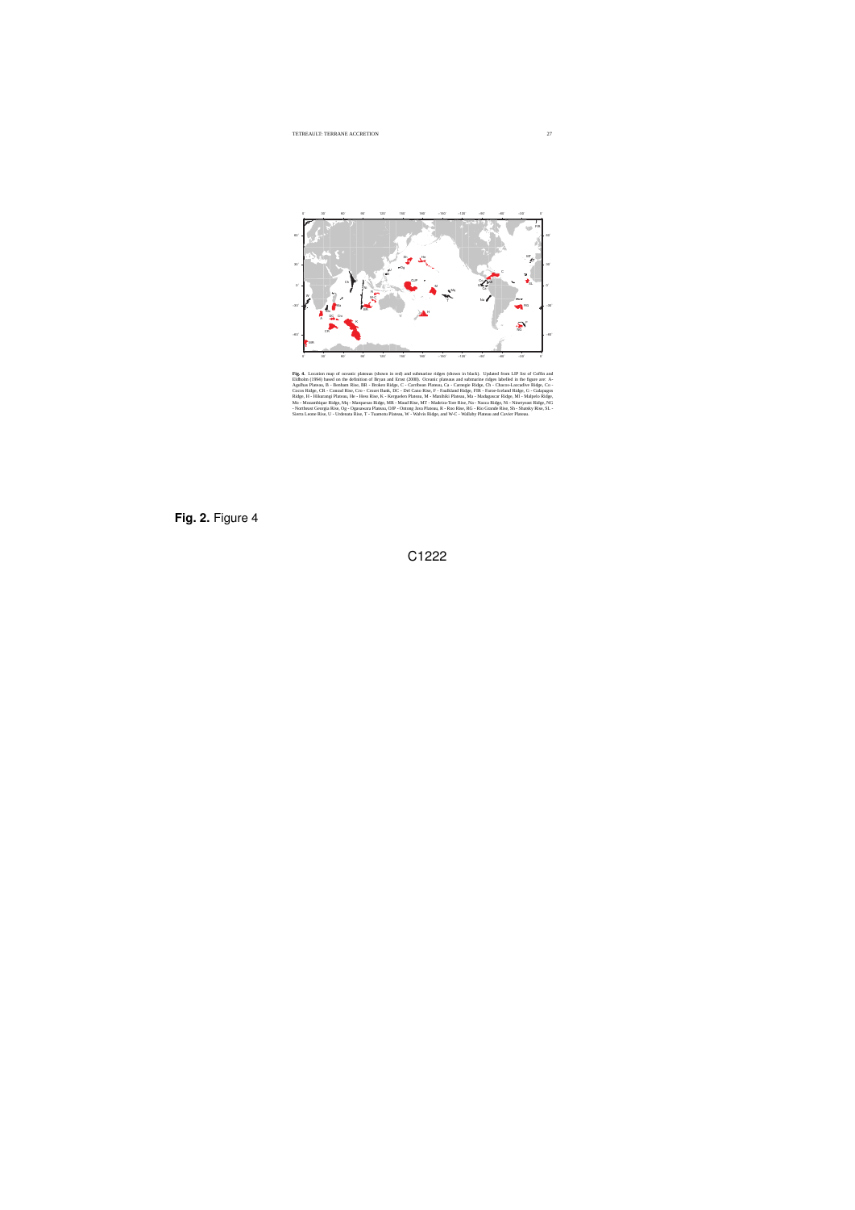**Fig. 4.** Location map of oceanic plateaus (shown in red) and submarine ridges (shown in black). Updated from LIP list of Coffin and Eldholm (1994) based on the definition of Bryan and Ernst (2008). Oceanic plateaus and submarine ridges labelled in the figure are: A- Agulhas Plateau, B - Benham Rise, BR - Broken Ridge, C - Carribean Plateau, Ca - Carnegie Ridge, Ch - Chacos-Laccadive Ridge, Co - Cocos Ridge, CR - Conrad Rise, Cro - Crozet Bank, DC - Del Cano Rise, F - Faulkland Ridge, FIR - Faroe-Iceland Ridge, G - Galapagos Ridge, H - Hikurangi Plateau, He - Hess Rise, K - Kerguelen Plateau, M - Manihiki Plateau, Ma - Madagascar Ridge, MI - Malpelo Ridge, Mo - Mozambique Ridge, Mq - Marquesas Ridge, MR - Maud Rise, MT - Madeira-Tore Rise, Na - Nazca Ridge, Ni - Ninetyeast Ridge, NG - Northeast Georgia Rise, Og - Ogasawara Plateau, OJP - Ontong Java Plateau, R - Roo Rise, RG - Rio Grande Rise, Sh - Shatsky Rise, SL - Sierra Leone Rise, U - Urdaneta Rise, T - Tuamotu Plateau, W - Walvis Ridge, and W-C - Wallaby Plateau and Cuvier Plateau.

**Fig. 2.** Figure 4